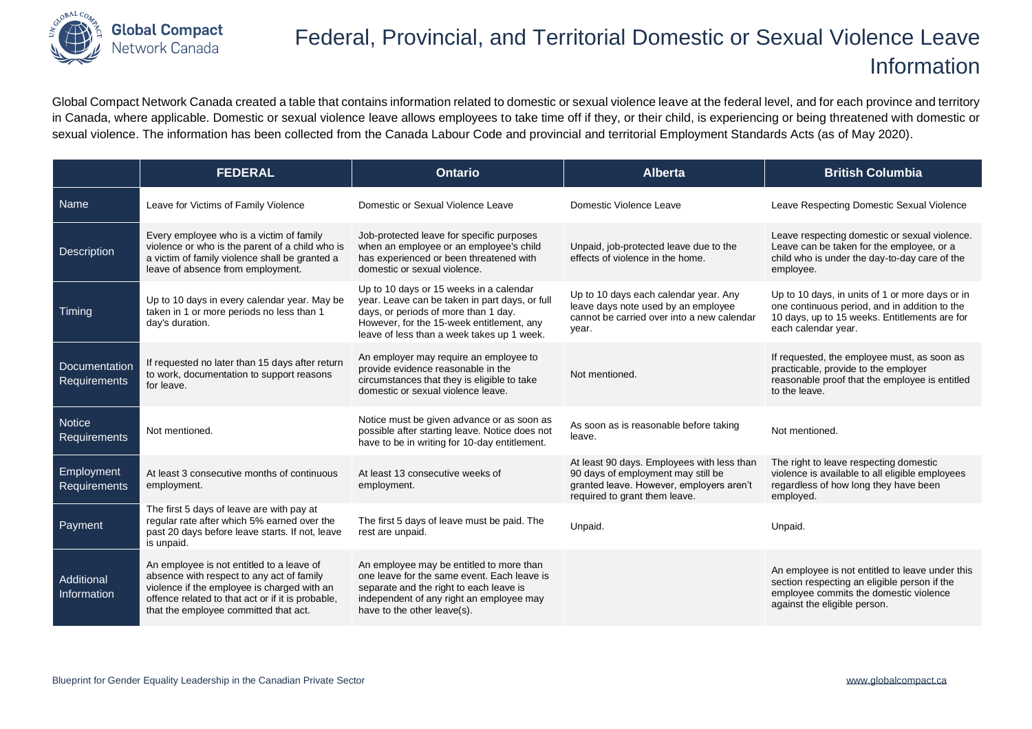# Federal, Provincial, and Territorial Domestic or Sexual Violence Leave Information

Global Compact Network Canada created a table that contains information related to domestic or sexual violence leave at the federal level, and for each province and territory in Canada, where applicable. Domestic or sexual violence leave allows employees to take time off if they, or their child, is experiencing or being threatened with domestic or sexual violence. The information has been collected from the Canada Labour Code and provincial and territorial Employment Standards Acts (as of May 2020).

| | FEDERAL | Ontario | Alberta | British Columbia |
|---|---|---|---|---|
| Name | Leave for Victims of Family Violence | Domestic or Sexual Violence Leave | Domestic Violence Leave | Leave Respecting Domestic Sexual Violence |
| Description | Every employee who is a victim of family violence or who is the parent of a child who is a victim of family violence shall be granted a leave of absence from employment. | Job-protected leave for specific purposes when an employee or an employee's child has experienced or been threatened with domestic or sexual violence. | Unpaid, job-protected leave due to the effects of violence in the home. | Leave respecting domestic or sexual violence. Leave can be taken for the employee, or a child who is under the day-to-day care of the employee. |
| Timing | Up to 10 days in every calendar year. May be taken in 1 or more periods no less than 1 day's duration. | Up to 10 days or 15 weeks in a calendar year. Leave can be taken in part days, or full days, or periods of more than 1 day. However, for the 15-week entitlement, any leave of less than a week takes up 1 week. | Up to 10 days each calendar year. Any leave days note used by an employee cannot be carried over into a new calendar year. | Up to 10 days, in units of 1 or more days or in one continuous period, and in addition to the 10 days, up to 15 weeks. Entitlements are for each calendar year. |
| Documentation Requirements | If requested no later than 15 days after return to work, documentation to support reasons for leave. | An employer may require an employee to provide evidence reasonable in the circumstances that they is eligible to take domestic or sexual violence leave. | Not mentioned. | If requested, the employee must, as soon as practicable, provide to the employer reasonable proof that the employee is entitled to the leave. |
| Notice Requirements | Not mentioned. | Notice must be given advance or as soon as possible after starting leave. Notice does not have to be in writing for 10-day entitlement. | As soon as is reasonable before taking leave. | Not mentioned. |
| Employment Requirements | At least 3 consecutive months of continuous employment. | At least 13 consecutive weeks of employment. | At least 90 days. Employees with less than 90 days of employment may still be granted leave. However, employers aren't required to grant them leave. | The right to leave respecting domestic violence is available to all eligible employees regardless of how long they have been employed. |
| Payment | The first 5 days of leave are with pay at regular rate after which 5% earned over the past 20 days before leave starts. If not, leave is unpaid. | The first 5 days of leave must be paid. The rest are unpaid. | Unpaid. | Unpaid. |
| Additional Information | An employee is not entitled to a leave of absence with respect to any act of family violence if the employee is charged with an offence related to that act or if it is probable, that the employee committed that act. | An employee may be entitled to more than one leave for the same event. Each leave is separate and the right to each leave is independent of any right an employee may have to the other leave(s). | | An employee is not entitled to leave under this section respecting an eligible person if the employee commits the domestic violence against the eligible person. |

Blueprint for Gender Equality Leadership in the Canadian Private Sector

www.globalcompact.ca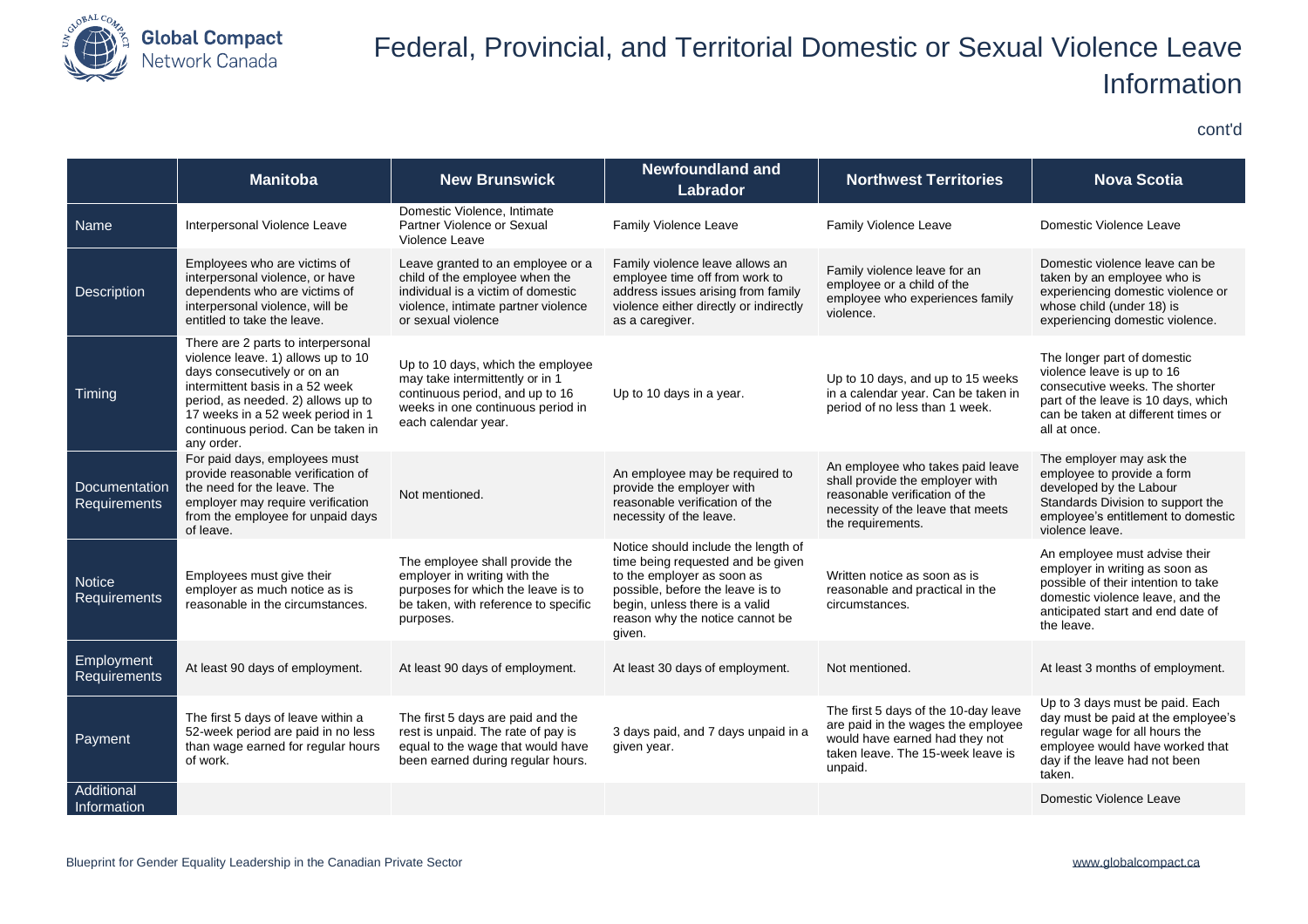# Federal, Provincial, and Territorial Domestic or Sexual Violence Leave Information

cont'd

| | Manitoba | New Brunswick | Newfoundland and Labrador | Northwest Territories | Nova Scotia |
|---|---|---|---|---|---|
| Name | Interpersonal Violence Leave | Domestic Violence, Intimate Partner Violence or Sexual Violence Leave | Family Violence Leave | Family Violence Leave | Domestic Violence Leave |
| Description | Employees who are victims of interpersonal violence, or have dependents who are victims of interpersonal violence, will be entitled to take the leave. | Leave granted to an employee or a child of the employee when the individual is a victim of domestic violence, intimate partner violence or sexual violence | Family violence leave allows an employee time off from work to address issues arising from family violence either directly or indirectly as a caregiver. | Family violence leave for an employee or a child of the employee who experiences family violence. | Domestic violence leave can be taken by an employee who is experiencing domestic violence or whose child (under 18) is experiencing domestic violence. |
| Timing | There are 2 parts to interpersonal violence leave. 1) allows up to 10 days consecutively or on an intermittent basis in a 52 week period, as needed. 2) allows up to 17 weeks in a 52 week period in 1 continuous period. Can be taken in any order. | Up to 10 days, which the employee may take intermittently or in 1 continuous period, and up to 16 weeks in one continuous period in each calendar year. | Up to 10 days in a year. | Up to 10 days, and up to 15 weeks in a calendar year. Can be taken in period of no less than 1 week. | The longer part of domestic violence leave is up to 16 consecutive weeks. The shorter part of the leave is 10 days, which can be taken at different times or all at once. |
| Documentation Requirements | For paid days, employees must provide reasonable verification of the need for the leave. The employer may require verification from the employee for unpaid days of leave. | Not mentioned. | An employee may be required to provide the employer with reasonable verification of the necessity of the leave. | An employee who takes paid leave shall provide the employer with reasonable verification of the necessity of the leave that meets the requirements. | The employer may ask the employee to provide a form developed by the Labour Standards Division to support the employee's entitlement to domestic violence leave. |
| Notice Requirements | Employees must give their employer as much notice as is reasonable in the circumstances. | The employee shall provide the employer in writing with the purposes for which the leave is to be taken, with reference to specific purposes. | Notice should include the length of time being requested and be given to the employer as soon as possible, before the leave is to begin, unless there is a valid reason why the notice cannot be given. | Written notice as soon as is reasonable and practical in the circumstances. | An employee must advise their employer in writing as soon as possible of their intention to take domestic violence leave, and the anticipated start and end date of the leave. |
| Employment Requirements | At least 90 days of employment. | At least 90 days of employment. | At least 30 days of employment. | Not mentioned. | At least 3 months of employment. |
| Payment | The first 5 days of leave within a 52-week period are paid in no less than wage earned for regular hours of work. | The first 5 days are paid and the rest is unpaid. The rate of pay is equal to the wage that would have been earned during regular hours. | 3 days paid, and 7 days unpaid in a given year. | The first 5 days of the 10-day leave are paid in the wages the employee would have earned had they not taken leave. The 15-week leave is unpaid. | Up to 3 days must be paid. Each day must be paid at the employee's regular wage for all hours the employee would have worked that day if the leave had not been taken. |
| Additional Information | | | | | Domestic Violence Leave |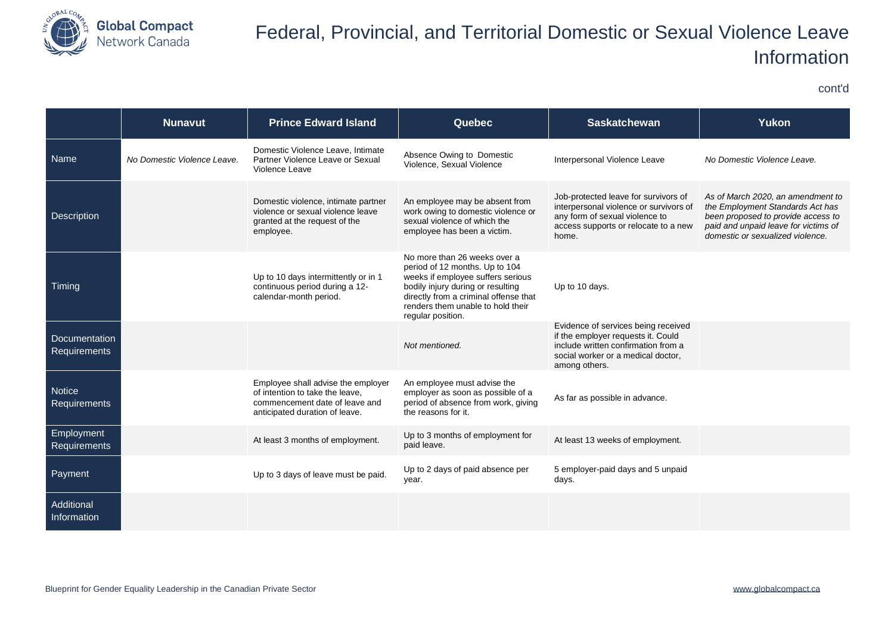# Federal, Provincial, and Territorial Domestic or Sexual Violence Leave Information

cont'd

| | Nunavut | Prince Edward Island | Quebec | Saskatchewan | Yukon |
|---|---|---|---|---|---|
| Name | *No Domestic Violence Leave.* | Domestic Violence Leave, Intimate Partner Violence Leave or Sexual Violence Leave | Absence Owing to Domestic Violence, Sexual Violence | Interpersonal Violence Leave | *No Domestic Violence Leave.* |
| Description | | Domestic violence, intimate partner violence or sexual violence leave granted at the request of the employee. | An employee may be absent from work owing to domestic violence or sexual violence of which the employee has been a victim. | Job-protected leave for survivors of interpersonal violence or survivors of any form of sexual violence to access supports or relocate to a new home. | *As of March 2020, an amendment to the Employment Standards Act has been proposed to provide access to paid and unpaid leave for victims of domestic or sexualized violence.* |
| Timing | | Up to 10 days intermittently or in 1 continuous period during a 12-calendar-month period. | No more than 26 weeks over a period of 12 months. Up to 104 weeks if employee suffers serious bodily injury during or resulting directly from a criminal offense that renders them unable to hold their regular position. | Up to 10 days. | |
| Documentation Requirements | | | *Not mentioned.* | Evidence of services being received if the employer requests it. Could include written confirmation from a social worker or a medical doctor, among others. | |
| Notice Requirements | | Employee shall advise the employer of intention to take the leave, commencement date of leave and anticipated duration of leave. | An employee must advise the employer as soon as possible of a period of absence from work, giving the reasons for it. | As far as possible in advance. | |
| Employment Requirements | | At least 3 months of employment. | Up to 3 months of employment for paid leave. | At least 13 weeks of employment. | |
| Payment | | Up to 3 days of leave must be paid. | Up to 2 days of paid absence per year. | 5 employer-paid days and 5 unpaid days. | |
| Additional Information | | | | | |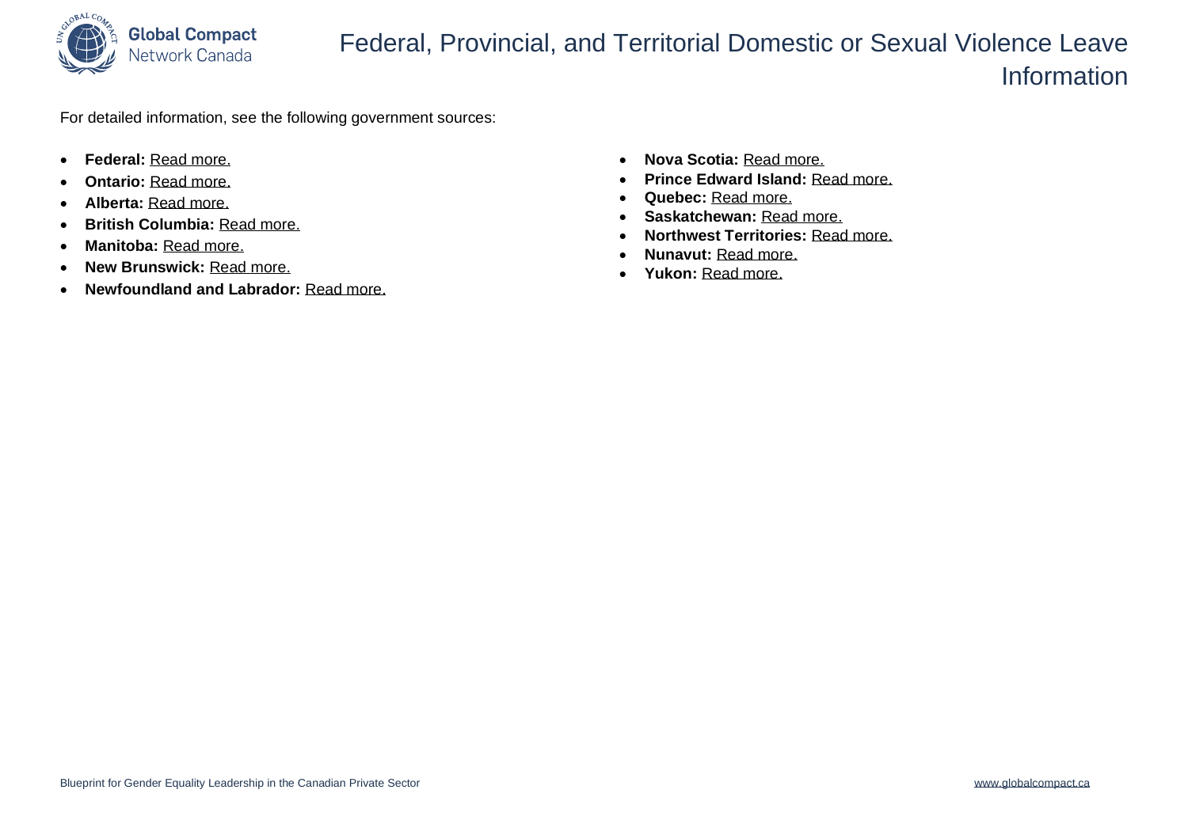# Federal, Provincial, and Territorial Domestic or Sexual Violence Leave Information

For detailed information, see the following government sources:

- **Federal:** Read more.
- **Ontario:** Read more.
- **Alberta:** Read more.
- **British Columbia:** Read more.
- **Manitoba:** Read more.
- **New Brunswick:** Read more.
- **Newfoundland and Labrador:** Read more.
- **Nova Scotia:** Read more.
- **Prince Edward Island:** Read more.
- **Quebec:** Read more.
- **Saskatchewan:** Read more.
- **Northwest Territories:** Read more.
- **Nunavut:** Read more.
- **Yukon:** Read more.